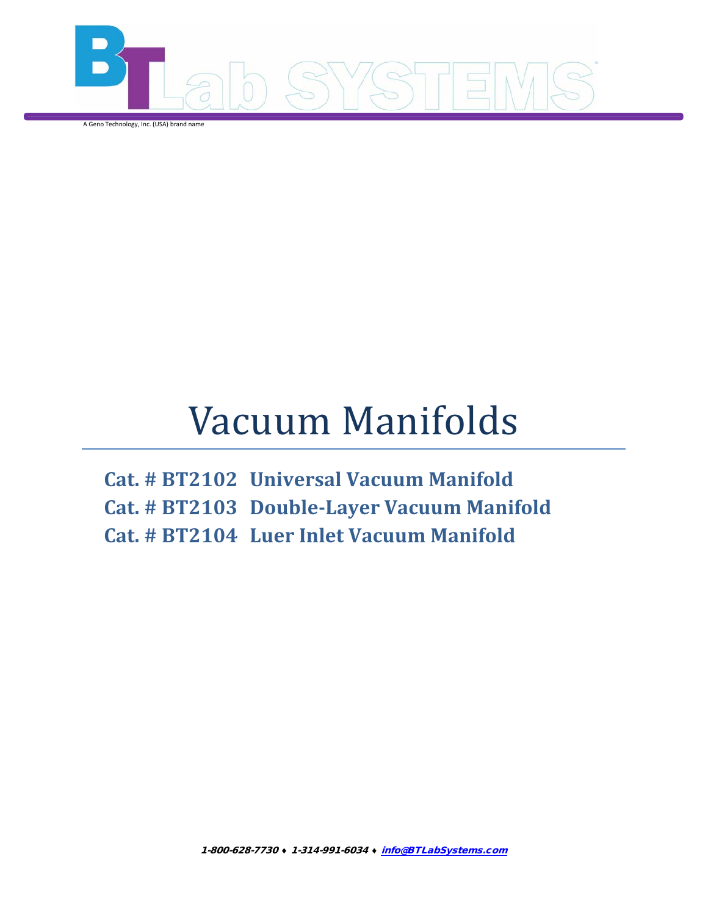BT Lab SYSTEMS

A Geno Technology, Inc. (USA) brand name

# Vacuum Manifolds

**Cat. # BT2102 Universal Vacuum Manifold**
**Cat. # BT2103 Double-Layer Vacuum Manifold**
**Cat. # BT2104 Luer Inlet Vacuum Manifold**

*1-800-628-7730 ♦ 1-314-991-6034 ♦ info@BTLabSystems.com*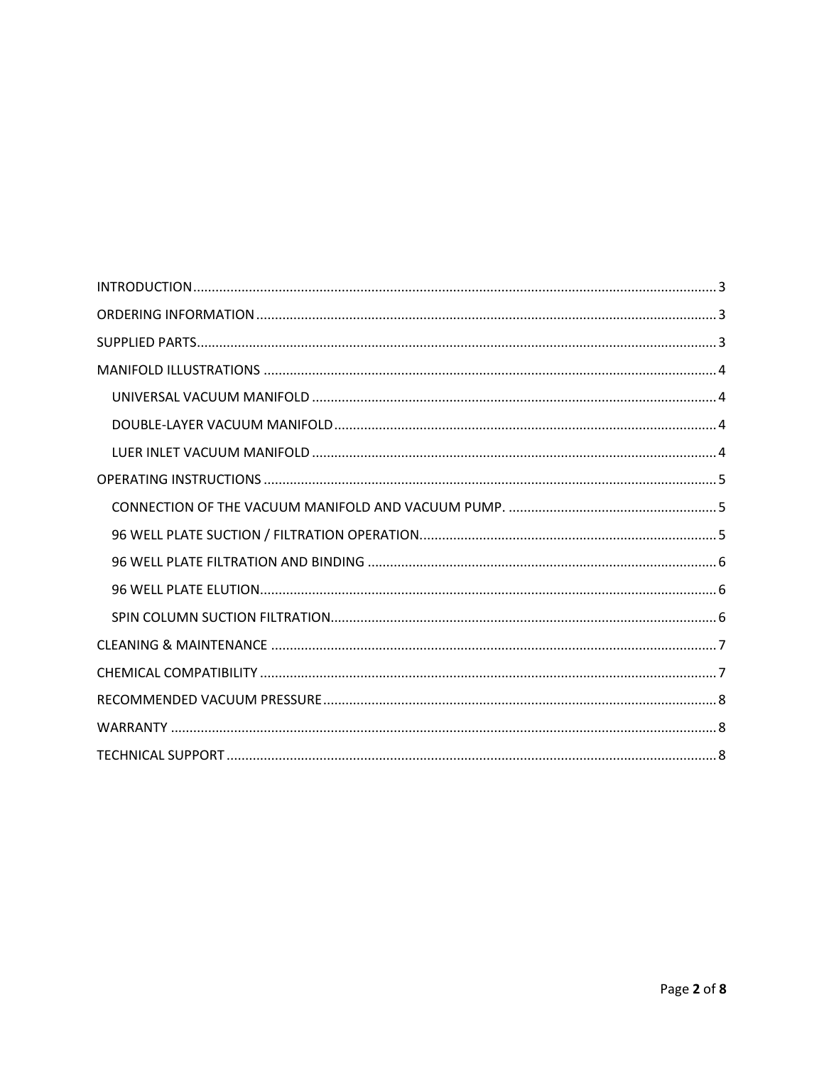INTRODUCTION ........................................................................................................................................ 3

ORDERING INFORMATION ........................................................................................................................ 3

SUPPLIED PARTS........................................................................................................................................ 3

MANIFOLD ILLUSTRATIONS ...................................................................................................................... 4

- UNIVERSAL VACUUM MANIFOLD ........................................................................................................ 4
- DOUBLE-LAYER VACUUM MANIFOLD ................................................................................................... 4
- LUER INLET VACUUM MANIFOLD ......................................................................................................... 4

OPERATING INSTRUCTIONS ...................................................................................................................... 5

- CONNECTION OF THE VACUUM MANIFOLD AND VACUUM PUMP. ....................................................... 5
- 96 WELL PLATE SUCTION / FILTRATION OPERATION............................................................................. 5
- 96 WELL PLATE FILTRATION AND BINDING ........................................................................................... 6
- 96 WELL PLATE ELUTION......................................................................................................................... 6
- SPIN COLUMN SUCTION FILTRATION...................................................................................................... 6

CLEANING & MAINTENANCE .................................................................................................................... 7

CHEMICAL COMPATIBILITY ....................................................................................................................... 7

RECOMMENDED VACUUM PRESSURE ...................................................................................................... 8

WARRANTY .............................................................................................................................................. 8

TECHNICAL SUPPORT ................................................................................................................................ 8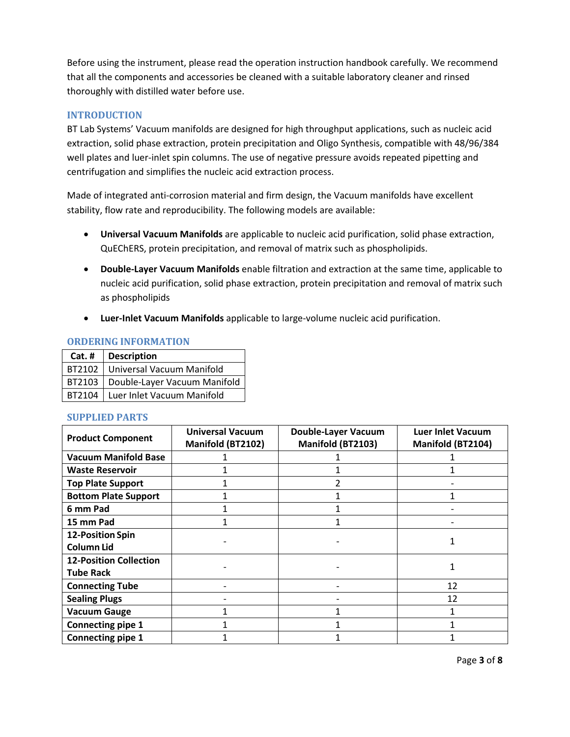Before using the instrument, please read the operation instruction handbook carefully. We recommend that all the components and accessories be cleaned with a suitable laboratory cleaner and rinsed thoroughly with distilled water before use.

## INTRODUCTION

BT Lab Systems' Vacuum manifolds are designed for high throughput applications, such as nucleic acid extraction, solid phase extraction, protein precipitation and Oligo Synthesis, compatible with 48/96/384 well plates and luer-inlet spin columns. The use of negative pressure avoids repeated pipetting and centrifugation and simplifies the nucleic acid extraction process.

Made of integrated anti-corrosion material and firm design, the Vacuum manifolds have excellent stability, flow rate and reproducibility. The following models are available:

- **Universal Vacuum Manifolds** are applicable to nucleic acid purification, solid phase extraction, QuEChERS, protein precipitation, and removal of matrix such as phospholipids.
- **Double-Layer Vacuum Manifolds** enable filtration and extraction at the same time, applicable to nucleic acid purification, solid phase extraction, protein precipitation and removal of matrix such as phospholipids
- **Luer-Inlet Vacuum Manifolds** applicable to large-volume nucleic acid purification.

## ORDERING INFORMATION

| Cat. # | Description |
|---|---|
| BT2102 | Universal Vacuum Manifold |
| BT2103 | Double-Layer Vacuum Manifold |
| BT2104 | Luer Inlet Vacuum Manifold |

## SUPPLIED PARTS

| Product Component | Universal Vacuum Manifold (BT2102) | Double-Layer Vacuum Manifold (BT2103) | Luer Inlet Vacuum Manifold (BT2104) |
|---|---|---|---|
| **Vacuum Manifold Base** | 1 | 1 | 1 |
| **Waste Reservoir** | 1 | 1 | 1 |
| **Top Plate Support** | 1 | 2 | - |
| **Bottom Plate Support** | 1 | 1 | 1 |
| **6 mm Pad** | 1 | 1 | - |
| **15 mm Pad** | 1 | 1 | - |
| **12-Position Spin Column Lid** | - | - | 1 |
| **12-Position Collection Tube Rack** | - | - | 1 |
| **Connecting Tube** | - | - | 12 |
| **Sealing Plugs** | - | - | 12 |
| **Vacuum Gauge** | 1 | 1 | 1 |
| **Connecting pipe 1** | 1 | 1 | 1 |
| **Connecting pipe 1** | 1 | 1 | 1 |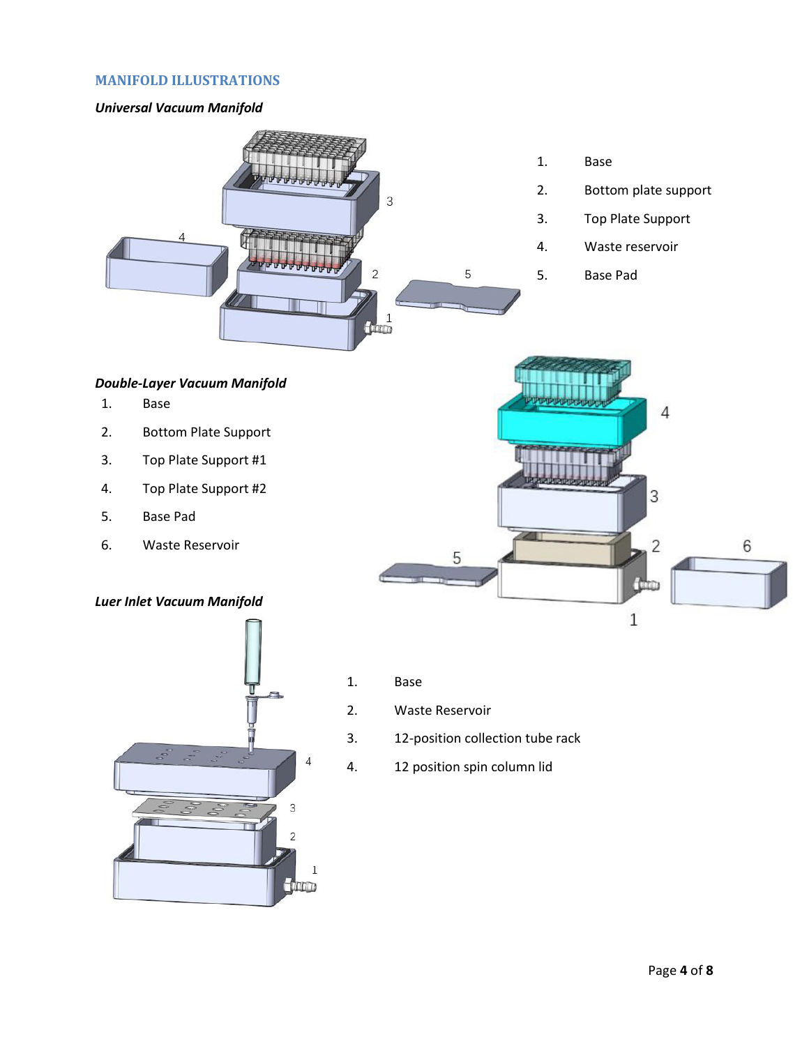## MANIFOLD ILLUSTRATIONS

***Universal Vacuum Manifold***

1. Base
2. Bottom plate support
3. Top Plate Support
4. Waste reservoir
5. Base Pad

***Double-Layer Vacuum Manifold***

1. Base
2. Bottom Plate Support
3. Top Plate Support #1
4. Top Plate Support #2
5. Base Pad
6. Waste Reservoir

***Luer Inlet Vacuum Manifold***

1. Base
2. Waste Reservoir
3. 12-position collection tube rack
4. 12 position spin column lid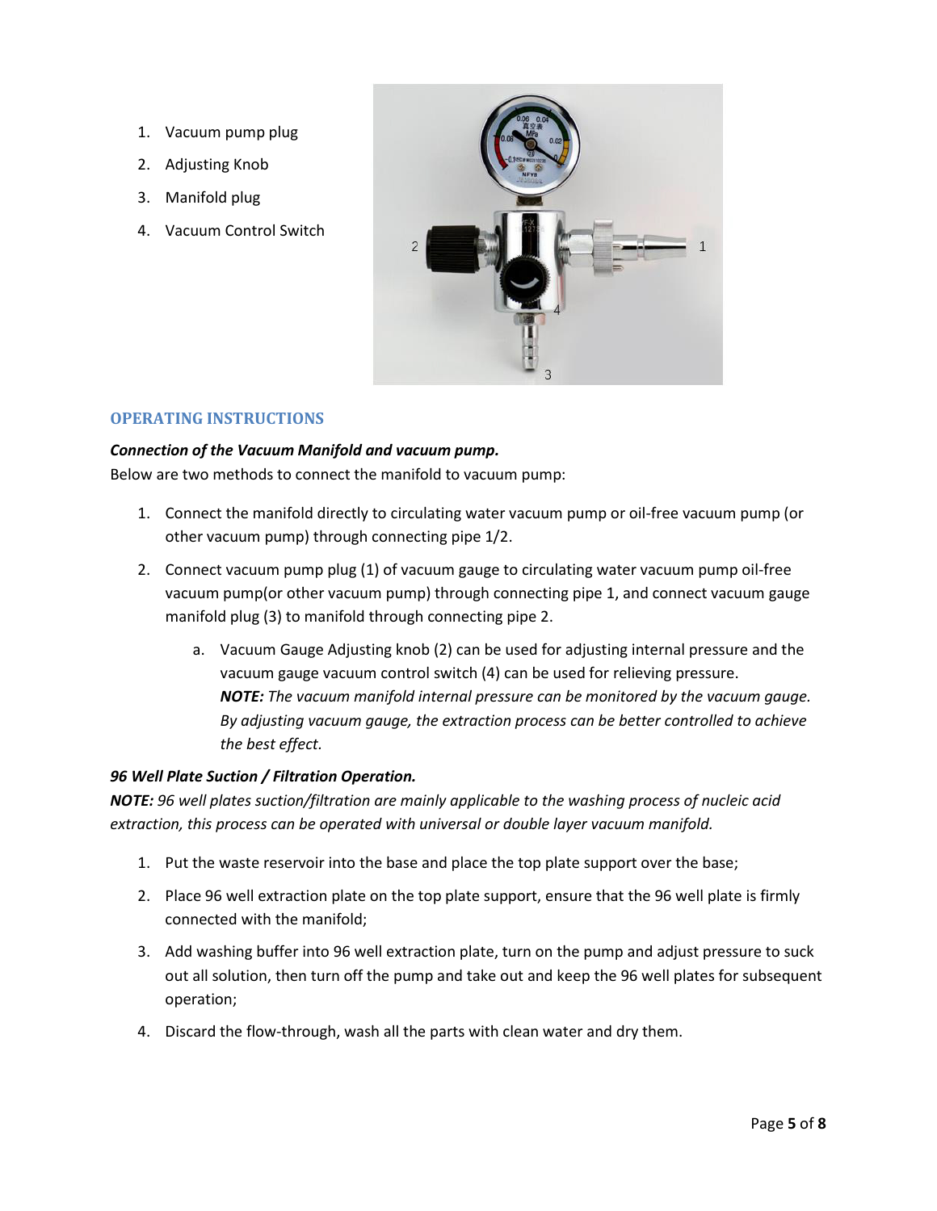1. Vacuum pump plug
2. Adjusting Knob
3. Manifold plug
4. Vacuum Control Switch

## OPERATING INSTRUCTIONS

***Connection of the Vacuum Manifold and vacuum pump.***

Below are two methods to connect the manifold to vacuum pump:

1. Connect the manifold directly to circulating water vacuum pump or oil-free vacuum pump (or other vacuum pump) through connecting pipe 1/2.
2. Connect vacuum pump plug (1) of vacuum gauge to circulating water vacuum pump oil-free vacuum pump(or other vacuum pump) through connecting pipe 1, and connect vacuum gauge manifold plug (3) to manifold through connecting pipe 2.
   a. Vacuum Gauge Adjusting knob (2) can be used for adjusting internal pressure and the vacuum gauge vacuum control switch (4) can be used for relieving pressure.
   ***NOTE:*** *The vacuum manifold internal pressure can be monitored by the vacuum gauge. By adjusting vacuum gauge, the extraction process can be better controlled to achieve the best effect.*

***96 Well Plate Suction / Filtration Operation.***

***NOTE:*** *96 well plates suction/filtration are mainly applicable to the washing process of nucleic acid extraction, this process can be operated with universal or double layer vacuum manifold.*

1. Put the waste reservoir into the base and place the top plate support over the base;
2. Place 96 well extraction plate on the top plate support, ensure that the 96 well plate is firmly connected with the manifold;
3. Add washing buffer into 96 well extraction plate, turn on the pump and adjust pressure to suck out all solution, then turn off the pump and take out and keep the 96 well plates for subsequent operation;
4. Discard the flow-through, wash all the parts with clean water and dry them.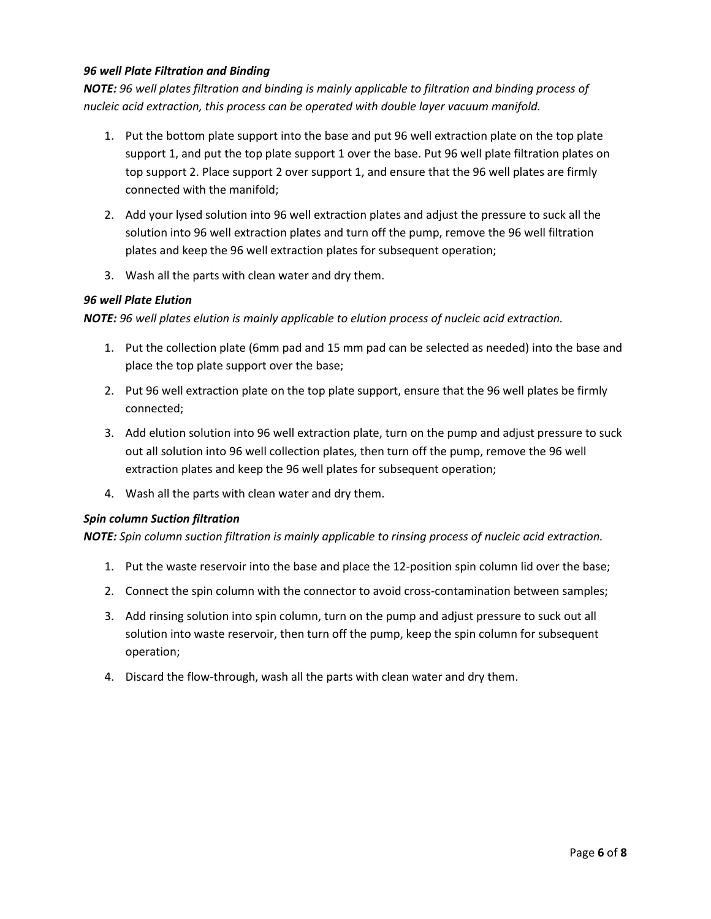### *96 well Plate Filtration and Binding*

***NOTE:*** *96 well plates filtration and binding is mainly applicable to filtration and binding process of nucleic acid extraction, this process can be operated with double layer vacuum manifold.*

1. Put the bottom plate support into the base and put 96 well extraction plate on the top plate support 1, and put the top plate support 1 over the base. Put 96 well plate filtration plates on top support 2. Place support 2 over support 1, and ensure that the 96 well plates are firmly connected with the manifold;
2. Add your lysed solution into 96 well extraction plates and adjust the pressure to suck all the solution into 96 well extraction plates and turn off the pump, remove the 96 well filtration plates and keep the 96 well extraction plates for subsequent operation;
3. Wash all the parts with clean water and dry them.

### *96 well Plate Elution*

***NOTE:*** *96 well plates elution is mainly applicable to elution process of nucleic acid extraction.*

1. Put the collection plate (6mm pad and 15 mm pad can be selected as needed) into the base and place the top plate support over the base;
2. Put 96 well extraction plate on the top plate support, ensure that the 96 well plates be firmly connected;
3. Add elution solution into 96 well extraction plate, turn on the pump and adjust pressure to suck out all solution into 96 well collection plates, then turn off the pump, remove the 96 well extraction plates and keep the 96 well plates for subsequent operation;
4. Wash all the parts with clean water and dry them.

### *Spin column Suction filtration*

***NOTE:*** *Spin column suction filtration is mainly applicable to rinsing process of nucleic acid extraction.*

1. Put the waste reservoir into the base and place the 12-position spin column lid over the base;
2. Connect the spin column with the connector to avoid cross-contamination between samples;
3. Add rinsing solution into spin column, turn on the pump and adjust pressure to suck out all solution into waste reservoir, then turn off the pump, keep the spin column for subsequent operation;
4. Discard the flow-through, wash all the parts with clean water and dry them.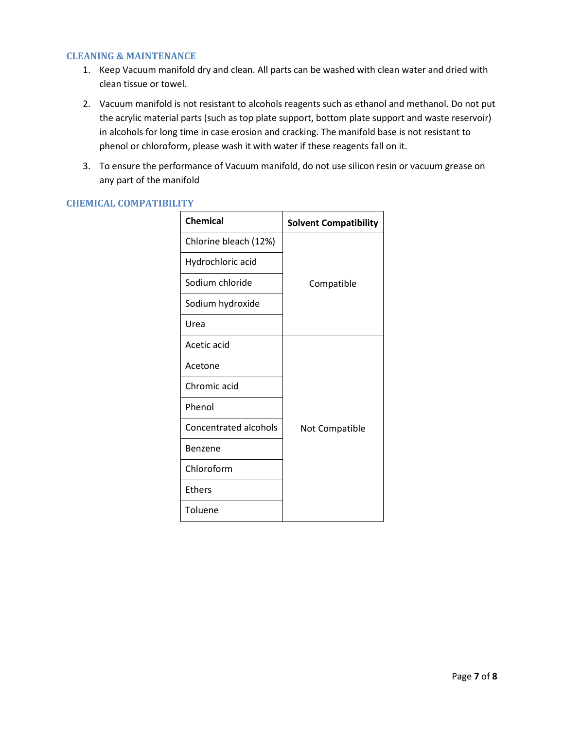## CLEANING & MAINTENANCE

1. Keep Vacuum manifold dry and clean. All parts can be washed with clean water and dried with clean tissue or towel.
2. Vacuum manifold is not resistant to alcohols reagents such as ethanol and methanol. Do not put the acrylic material parts (such as top plate support, bottom plate support and waste reservoir) in alcohols for long time in case erosion and cracking. The manifold base is not resistant to phenol or chloroform, please wash it with water if these reagents fall on it.
3. To ensure the performance of Vacuum manifold, do not use silicon resin or vacuum grease on any part of the manifold

## CHEMICAL COMPATIBILITY

| Chemical | Solvent Compatibility |
|---|---|
| Chlorine bleach (12%) | Compatible |
| Hydrochloric acid | |
| Sodium chloride | |
| Sodium hydroxide | |
| Urea | |
| Acetic acid | Not Compatible |
| Acetone | |
| Chromic acid | |
| Phenol | |
| Concentrated alcohols | |
| Benzene | |
| Chloroform | |
| Ethers | |
| Toluene | |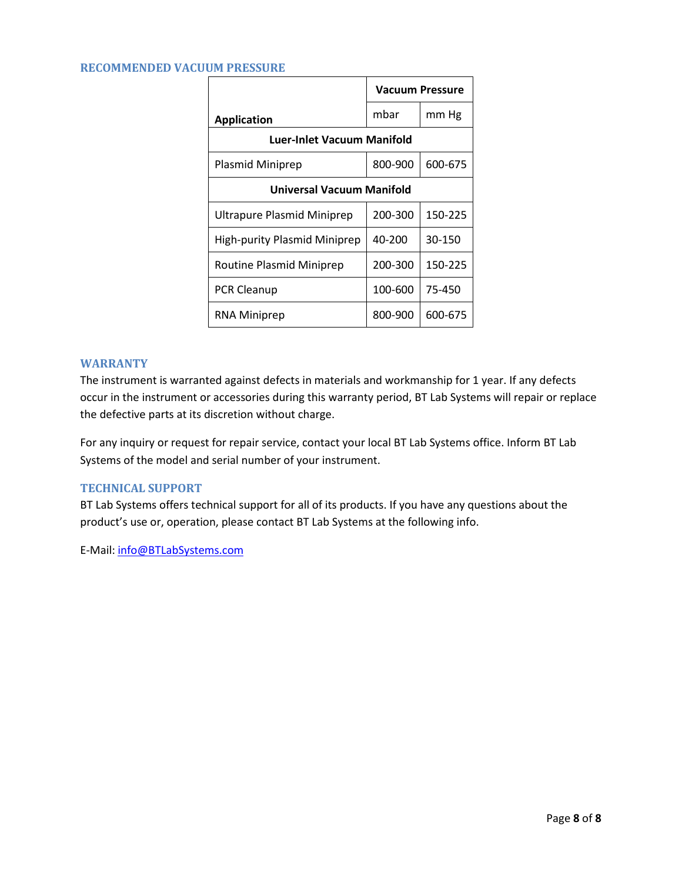## RECOMMENDED VACUUM PRESSURE

| Application | Vacuum Pressure | |
|---|---|---|
| | mbar | mm Hg |
| **Luer-Inlet Vacuum Manifold** | | |
| Plasmid Miniprep | 800-900 | 600-675 |
| **Universal Vacuum Manifold** | | |
| Ultrapure Plasmid Miniprep | 200-300 | 150-225 |
| High-purity Plasmid Miniprep | 40-200 | 30-150 |
| Routine Plasmid Miniprep | 200-300 | 150-225 |
| PCR Cleanup | 100-600 | 75-450 |
| RNA Miniprep | 800-900 | 600-675 |

## WARRANTY

The instrument is warranted against defects in materials and workmanship for 1 year. If any defects occur in the instrument or accessories during this warranty period, BT Lab Systems will repair or replace the defective parts at its discretion without charge.

For any inquiry or request for repair service, contact your local BT Lab Systems office. Inform BT Lab Systems of the model and serial number of your instrument.

## TECHNICAL SUPPORT

BT Lab Systems offers technical support for all of its products. If you have any questions about the product's use or, operation, please contact BT Lab Systems at the following info.

E-Mail: info@BTLabSystems.com